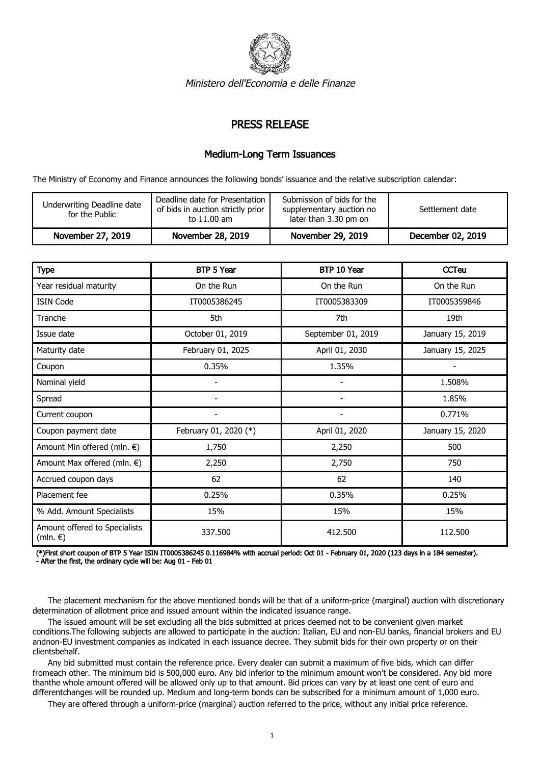*Ministero dell'Economia e delle Finanze*

# PRESS RELEASE

## Medium-Long Term Issuances

The Ministry of Economy and Finance announces the following bonds' issuance and the relative subscription calendar:

| Underwriting Deadline date for the Public | Deadline date for Presentation of bids in auction strictly prior to 11.00 am | Submission of bids for the supplementary auction no later than 3.30 pm on | Settlement date |
|---|---|---|---|
| **November 27, 2019** | **November 28, 2019** | **November 29, 2019** | **December 02, 2019** |

| Type | BTP 5 Year | BTP 10 Year | CCTeu |
|---|---|---|---|
| Year residual maturity | On the Run | On the Run | On the Run |
| ISIN Code | IT0005386245 | IT0005383309 | IT0005359846 |
| Tranche | 5th | 7th | 19th |
| Issue date | October 01, 2019 | September 01, 2019 | January 15, 2019 |
| Maturity date | February 01, 2025 | April 01, 2030 | January 15, 2025 |
| Coupon | 0.35% | 1.35% | - |
| Nominal yield | - | - | 1.508% |
| Spread | - | - | 1.85% |
| Current coupon | - | - | 0.771% |
| Coupon payment date | February 01, 2020 (*) | April 01, 2020 | January 15, 2020 |
| Amount Min offered (mln. €) | 1,750 | 2,250 | 500 |
| Amount Max offered (mln. €) | 2,250 | 2,750 | 750 |
| Accrued coupon days | 62 | 62 | 140 |
| Placement fee | 0.25% | 0.35% | 0.25% |
| % Add. Amount Specialists | 15% | 15% | 15% |
| Amount offered to Specialists (mln. €) | 337.500 | 412.500 | 112.500 |

**(*)First short coupon of BTP 5 Year ISIN IT0005386245 0.116984% with accrual period: Oct 01 - February 01, 2020 (123 days in a 184 semester).**
**- After the first, the ordinary cycle will be: Aug 01 - Feb 01**

The placement mechanism for the above mentioned bonds will be that of a uniform-price (marginal) auction with discretionary determination of allotment price and issued amount within the indicated issuance range.

The issued amount will be set excluding all the bids submitted at prices deemed not to be convenient given market conditions.The following subjects are allowed to participate in the auction: Italian, EU and non-EU banks, financial brokers and EU andnon-EU investment companies as indicated in each issuance decree. They submit bids for their own property or on their clientsbehalf.

Any bid submitted must contain the reference price. Every dealer can submit a maximum of five bids, which can differ fromeach other. The minimum bid is 500,000 euro. Any bid inferior to the minimum amount won't be considered. Any bid more thanthe whole amount offered will be allowed only up to that amount. Bid prices can vary by at least one cent of euro and differentchanges will be rounded up. Medium and long-term bonds can be subscribed for a minimum amount of 1,000 euro.

They are offered through a uniform-price (marginal) auction referred to the price, without any initial price reference.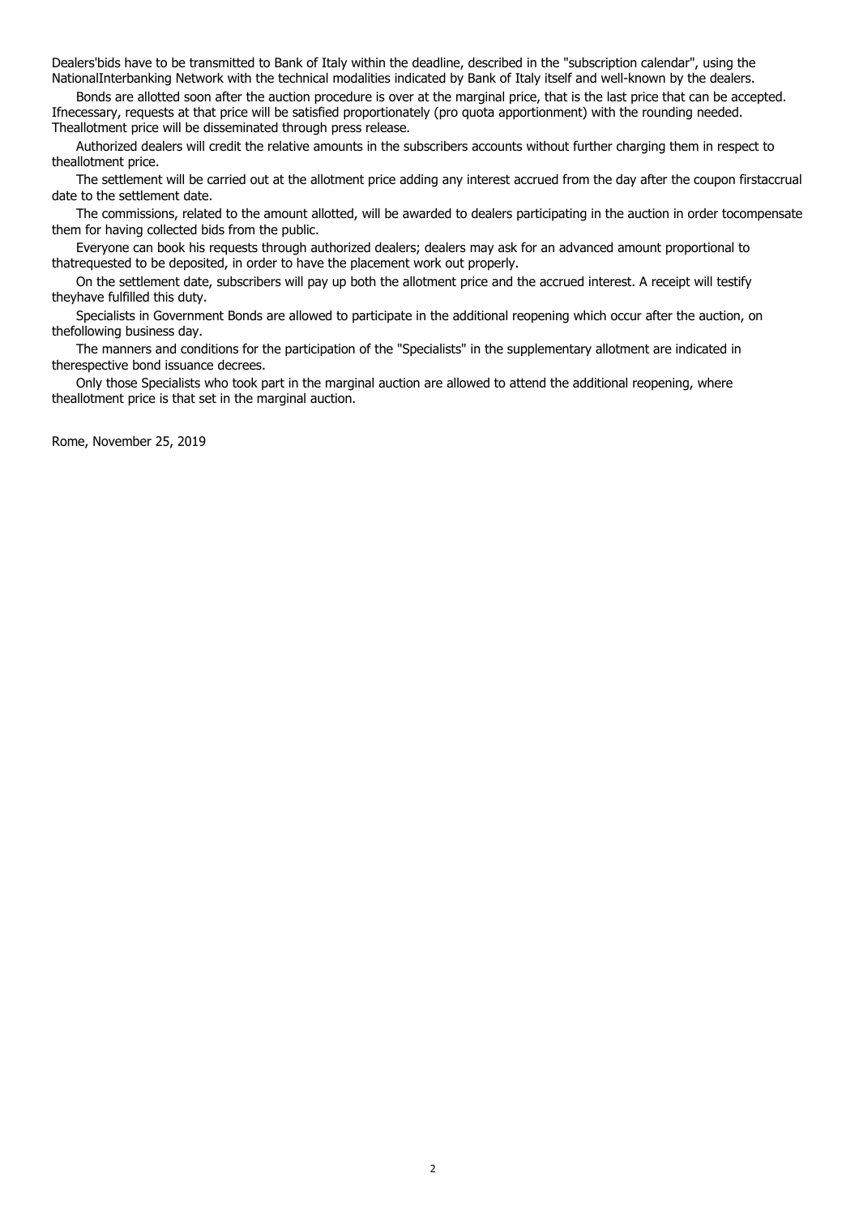Dealers'bids have to be transmitted to Bank of Italy within the deadline, described in the "subscription calendar", using the NationalInterbanking Network with the technical modalities indicated by Bank of Italy itself and well-known by the dealers.

Bonds are allotted soon after the auction procedure is over at the marginal price, that is the last price that can be accepted. Ifnecessary, requests at that price will be satisfied proportionately (pro quota apportionment) with the rounding needed. Theallotment price will be disseminated through press release.

Authorized dealers will credit the relative amounts in the subscribers accounts without further charging them in respect to theallotment price.

The settlement will be carried out at the allotment price adding any interest accrued from the day after the coupon firstaccrual date to the settlement date.

The commissions, related to the amount allotted, will be awarded to dealers participating in the auction in order tocompensate them for having collected bids from the public.

Everyone can book his requests through authorized dealers; dealers may ask for an advanced amount proportional to thatrequested to be deposited, in order to have the placement work out properly.

On the settlement date, subscribers will pay up both the allotment price and the accrued interest. A receipt will testify theyhave fulfilled this duty.

Specialists in Government Bonds are allowed to participate in the additional reopening which occur after the auction, on thefollowing business day.

The manners and conditions for the participation of the "Specialists" in the supplementary allotment are indicated in therespective bond issuance decrees.

Only those Specialists who took part in the marginal auction are allowed to attend the additional reopening, where theallotment price is that set in the marginal auction.

Rome, November 25, 2019